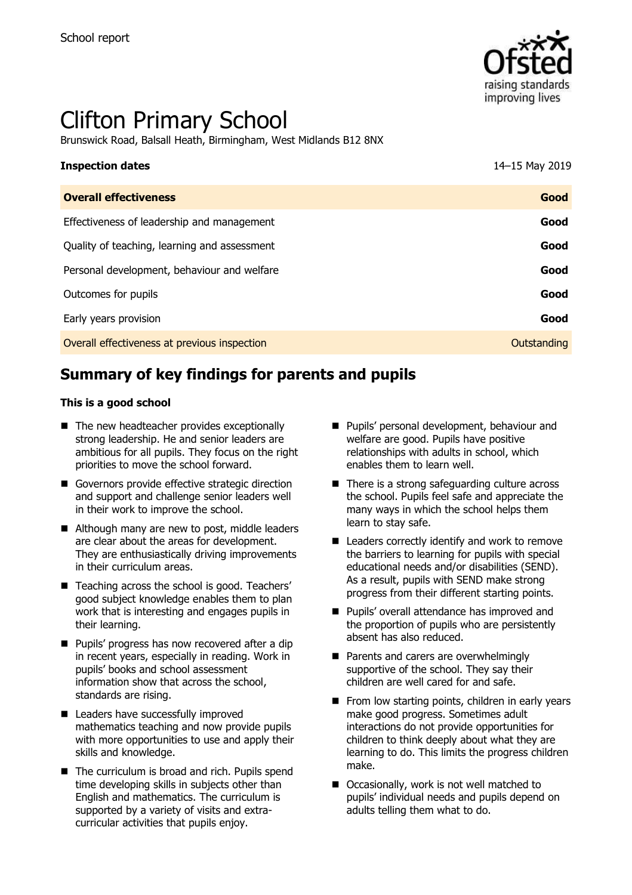School report

# Clifton Primary School

Brunswick Road, Balsall Heath, Birmingham, West Midlands B12 8NX

| | |
|---|---|
| **Inspection dates** | 14–15 May 2019 |
| **Overall effectiveness** | **Good** |
| Effectiveness of leadership and management | **Good** |
| Quality of teaching, learning and assessment | **Good** |
| Personal development, behaviour and welfare | **Good** |
| Outcomes for pupils | **Good** |
| Early years provision | **Good** |
| Overall effectiveness at previous inspection | Outstanding |

## Summary of key findings for parents and pupils

**This is a good school**

- The new headteacher provides exceptionally strong leadership. He and senior leaders are ambitious for all pupils. They focus on the right priorities to move the school forward.
- Governors provide effective strategic direction and support and challenge senior leaders well in their work to improve the school.
- Although many are new to post, middle leaders are clear about the areas for development. They are enthusiastically driving improvements in their curriculum areas.
- Teaching across the school is good. Teachers' good subject knowledge enables them to plan work that is interesting and engages pupils in their learning.
- Pupils' progress has now recovered after a dip in recent years, especially in reading. Work in pupils' books and school assessment information show that across the school, standards are rising.
- Leaders have successfully improved mathematics teaching and now provide pupils with more opportunities to use and apply their skills and knowledge.
- The curriculum is broad and rich. Pupils spend time developing skills in subjects other than English and mathematics. The curriculum is supported by a variety of visits and extra-curricular activities that pupils enjoy.
- Pupils' personal development, behaviour and welfare are good. Pupils have positive relationships with adults in school, which enables them to learn well.
- There is a strong safeguarding culture across the school. Pupils feel safe and appreciate the many ways in which the school helps them learn to stay safe.
- Leaders correctly identify and work to remove the barriers to learning for pupils with special educational needs and/or disabilities (SEND). As a result, pupils with SEND make strong progress from their different starting points.
- Pupils' overall attendance has improved and the proportion of pupils who are persistently absent has also reduced.
- Parents and carers are overwhelmingly supportive of the school. They say their children are well cared for and safe.
- From low starting points, children in early years make good progress. Sometimes adult interactions do not provide opportunities for children to think deeply about what they are learning to do. This limits the progress children make.
- Occasionally, work is not well matched to pupils' individual needs and pupils depend on adults telling them what to do.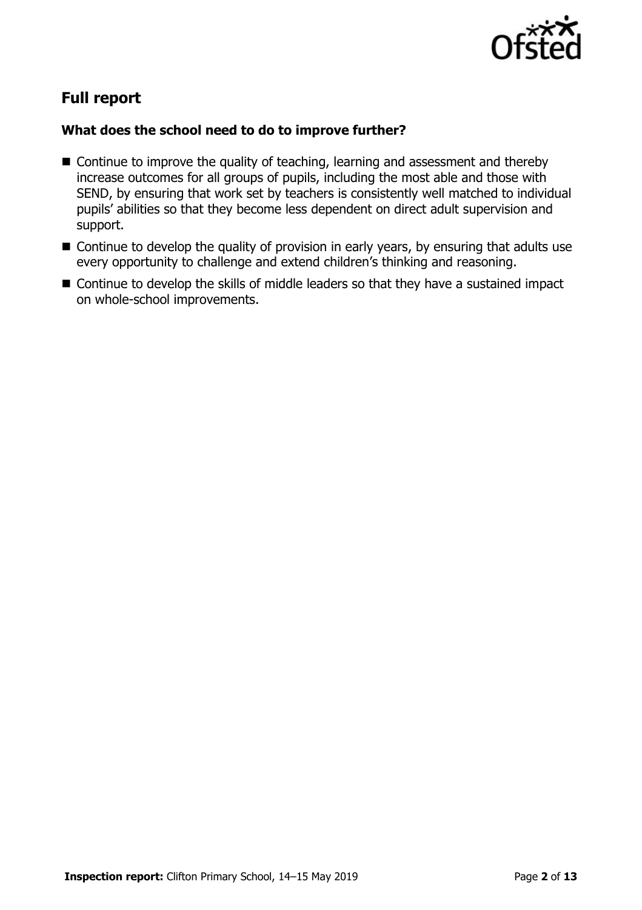## Full report

### What does the school need to do to improve further?

- Continue to improve the quality of teaching, learning and assessment and thereby increase outcomes for all groups of pupils, including the most able and those with SEND, by ensuring that work set by teachers is consistently well matched to individual pupils' abilities so that they become less dependent on direct adult supervision and support.
- Continue to develop the quality of provision in early years, by ensuring that adults use every opportunity to challenge and extend children's thinking and reasoning.
- Continue to develop the skills of middle leaders so that they have a sustained impact on whole-school improvements.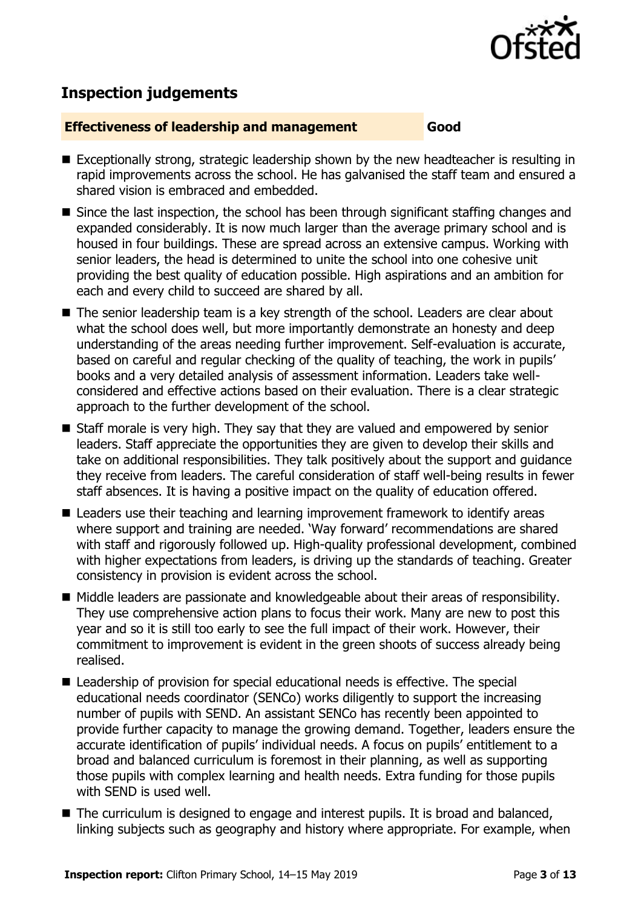## Inspection judgements

| | |
|---|---|
| **Effectiveness of leadership and management** | **Good** |

- Exceptionally strong, strategic leadership shown by the new headteacher is resulting in rapid improvements across the school. He has galvanised the staff team and ensured a shared vision is embraced and embedded.
- Since the last inspection, the school has been through significant staffing changes and expanded considerably. It is now much larger than the average primary school and is housed in four buildings. These are spread across an extensive campus. Working with senior leaders, the head is determined to unite the school into one cohesive unit providing the best quality of education possible. High aspirations and an ambition for each and every child to succeed are shared by all.
- The senior leadership team is a key strength of the school. Leaders are clear about what the school does well, but more importantly demonstrate an honesty and deep understanding of the areas needing further improvement. Self-evaluation is accurate, based on careful and regular checking of the quality of teaching, the work in pupils' books and a very detailed analysis of assessment information. Leaders take well-considered and effective actions based on their evaluation. There is a clear strategic approach to the further development of the school.
- Staff morale is very high. They say that they are valued and empowered by senior leaders. Staff appreciate the opportunities they are given to develop their skills and take on additional responsibilities. They talk positively about the support and guidance they receive from leaders. The careful consideration of staff well-being results in fewer staff absences. It is having a positive impact on the quality of education offered.
- Leaders use their teaching and learning improvement framework to identify areas where support and training are needed. 'Way forward' recommendations are shared with staff and rigorously followed up. High-quality professional development, combined with higher expectations from leaders, is driving up the standards of teaching. Greater consistency in provision is evident across the school.
- Middle leaders are passionate and knowledgeable about their areas of responsibility. They use comprehensive action plans to focus their work. Many are new to post this year and so it is still too early to see the full impact of their work. However, their commitment to improvement is evident in the green shoots of success already being realised.
- Leadership of provision for special educational needs is effective. The special educational needs coordinator (SENCo) works diligently to support the increasing number of pupils with SEND. An assistant SENCo has recently been appointed to provide further capacity to manage the growing demand. Together, leaders ensure the accurate identification of pupils' individual needs. A focus on pupils' entitlement to a broad and balanced curriculum is foremost in their planning, as well as supporting those pupils with complex learning and health needs. Extra funding for those pupils with SEND is used well.
- The curriculum is designed to engage and interest pupils. It is broad and balanced, linking subjects such as geography and history where appropriate. For example, when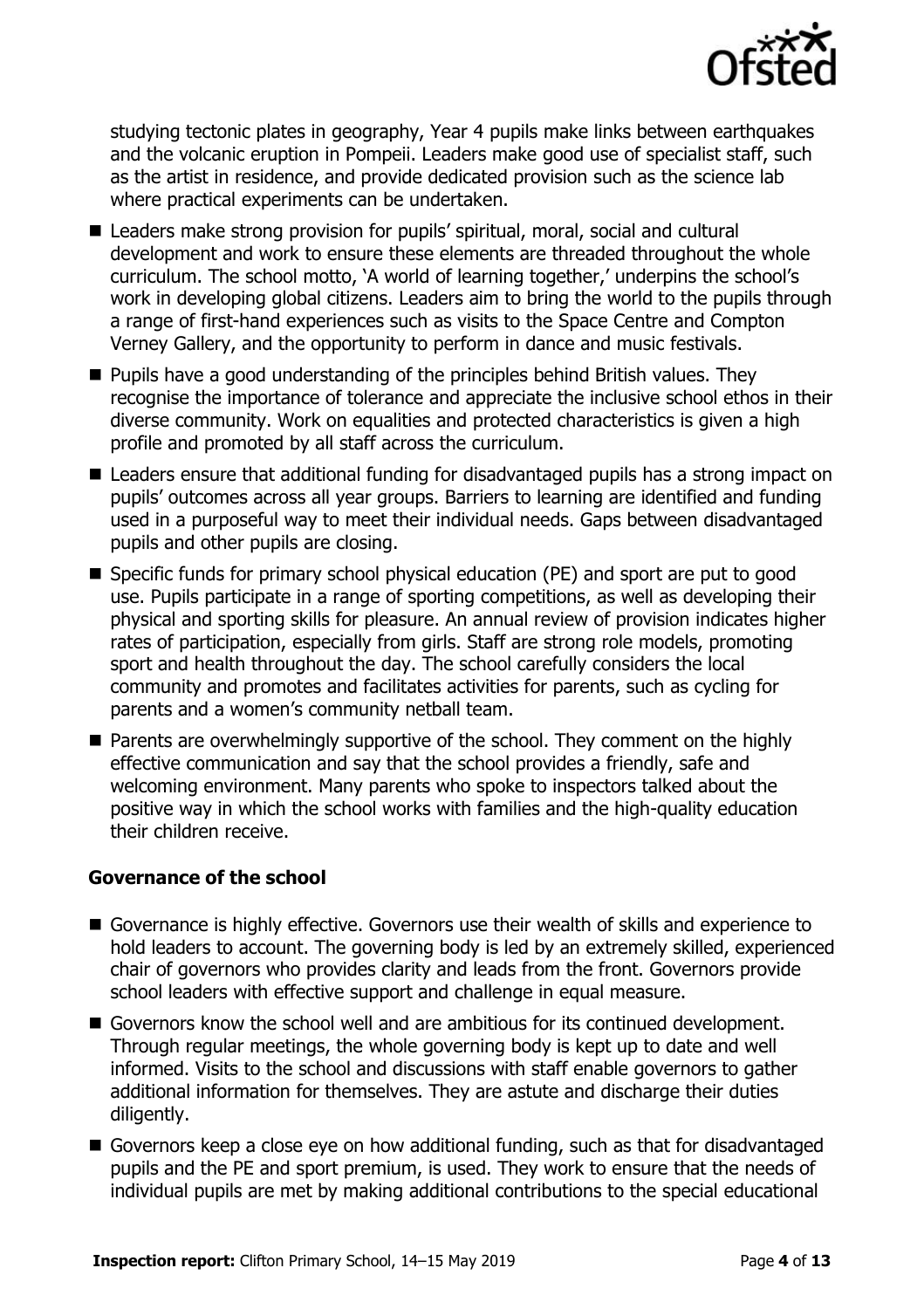studying tectonic plates in geography, Year 4 pupils make links between earthquakes and the volcanic eruption in Pompeii. Leaders make good use of specialist staff, such as the artist in residence, and provide dedicated provision such as the science lab where practical experiments can be undertaken.

- Leaders make strong provision for pupils' spiritual, moral, social and cultural development and work to ensure these elements are threaded throughout the whole curriculum. The school motto, 'A world of learning together,' underpins the school's work in developing global citizens. Leaders aim to bring the world to the pupils through a range of first-hand experiences such as visits to the Space Centre and Compton Verney Gallery, and the opportunity to perform in dance and music festivals.
- Pupils have a good understanding of the principles behind British values. They recognise the importance of tolerance and appreciate the inclusive school ethos in their diverse community. Work on equalities and protected characteristics is given a high profile and promoted by all staff across the curriculum.
- Leaders ensure that additional funding for disadvantaged pupils has a strong impact on pupils' outcomes across all year groups. Barriers to learning are identified and funding used in a purposeful way to meet their individual needs. Gaps between disadvantaged pupils and other pupils are closing.
- Specific funds for primary school physical education (PE) and sport are put to good use. Pupils participate in a range of sporting competitions, as well as developing their physical and sporting skills for pleasure. An annual review of provision indicates higher rates of participation, especially from girls. Staff are strong role models, promoting sport and health throughout the day. The school carefully considers the local community and promotes and facilitates activities for parents, such as cycling for parents and a women's community netball team.
- Parents are overwhelmingly supportive of the school. They comment on the highly effective communication and say that the school provides a friendly, safe and welcoming environment. Many parents who spoke to inspectors talked about the positive way in which the school works with families and the high-quality education their children receive.

### Governance of the school

- Governance is highly effective. Governors use their wealth of skills and experience to hold leaders to account. The governing body is led by an extremely skilled, experienced chair of governors who provides clarity and leads from the front. Governors provide school leaders with effective support and challenge in equal measure.
- Governors know the school well and are ambitious for its continued development. Through regular meetings, the whole governing body is kept up to date and well informed. Visits to the school and discussions with staff enable governors to gather additional information for themselves. They are astute and discharge their duties diligently.
- Governors keep a close eye on how additional funding, such as that for disadvantaged pupils and the PE and sport premium, is used. They work to ensure that the needs of individual pupils are met by making additional contributions to the special educational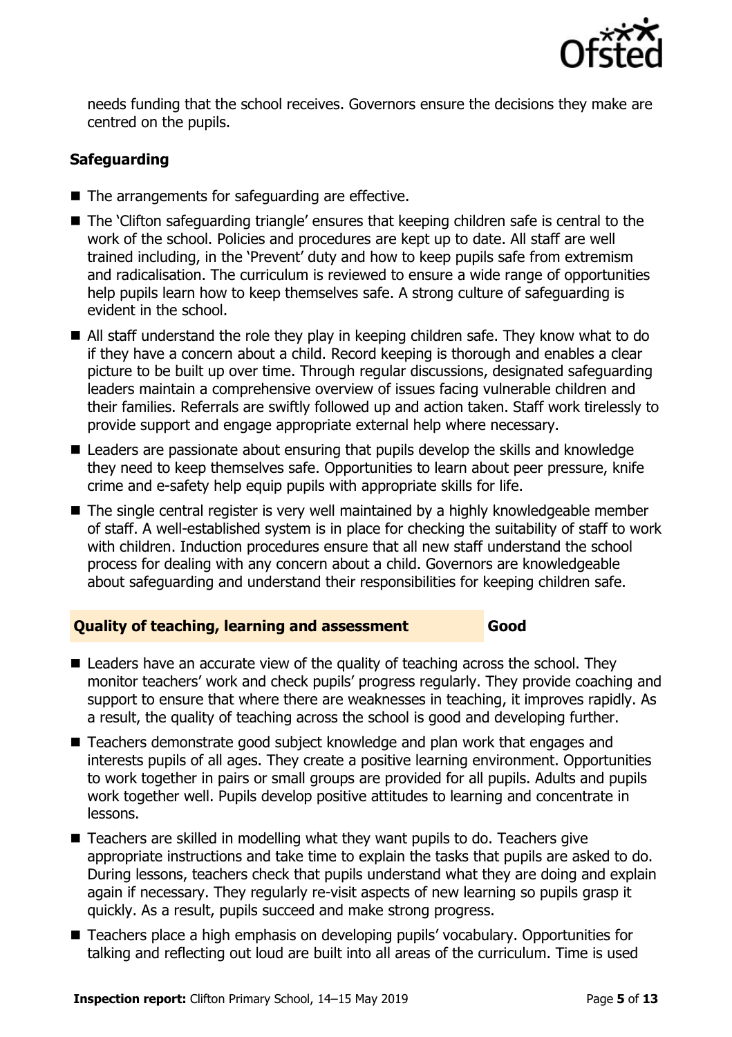needs funding that the school receives. Governors ensure the decisions they make are centred on the pupils.

### Safeguarding

- The arrangements for safeguarding are effective.
- The 'Clifton safeguarding triangle' ensures that keeping children safe is central to the work of the school. Policies and procedures are kept up to date. All staff are well trained including, in the 'Prevent' duty and how to keep pupils safe from extremism and radicalisation. The curriculum is reviewed to ensure a wide range of opportunities help pupils learn how to keep themselves safe. A strong culture of safeguarding is evident in the school.
- All staff understand the role they play in keeping children safe. They know what to do if they have a concern about a child. Record keeping is thorough and enables a clear picture to be built up over time. Through regular discussions, designated safeguarding leaders maintain a comprehensive overview of issues facing vulnerable children and their families. Referrals are swiftly followed up and action taken. Staff work tirelessly to provide support and engage appropriate external help where necessary.
- Leaders are passionate about ensuring that pupils develop the skills and knowledge they need to keep themselves safe. Opportunities to learn about peer pressure, knife crime and e-safety help equip pupils with appropriate skills for life.
- The single central register is very well maintained by a highly knowledgeable member of staff. A well-established system is in place for checking the suitability of staff to work with children. Induction procedures ensure that all new staff understand the school process for dealing with any concern about a child. Governors are knowledgeable about safeguarding and understand their responsibilities for keeping children safe.

### Quality of teaching, learning and assessment — Good

- Leaders have an accurate view of the quality of teaching across the school. They monitor teachers' work and check pupils' progress regularly. They provide coaching and support to ensure that where there are weaknesses in teaching, it improves rapidly. As a result, the quality of teaching across the school is good and developing further.
- Teachers demonstrate good subject knowledge and plan work that engages and interests pupils of all ages. They create a positive learning environment. Opportunities to work together in pairs or small groups are provided for all pupils. Adults and pupils work together well. Pupils develop positive attitudes to learning and concentrate in lessons.
- Teachers are skilled in modelling what they want pupils to do. Teachers give appropriate instructions and take time to explain the tasks that pupils are asked to do. During lessons, teachers check that pupils understand what they are doing and explain again if necessary. They regularly re-visit aspects of new learning so pupils grasp it quickly. As a result, pupils succeed and make strong progress.
- Teachers place a high emphasis on developing pupils' vocabulary. Opportunities for talking and reflecting out loud are built into all areas of the curriculum. Time is used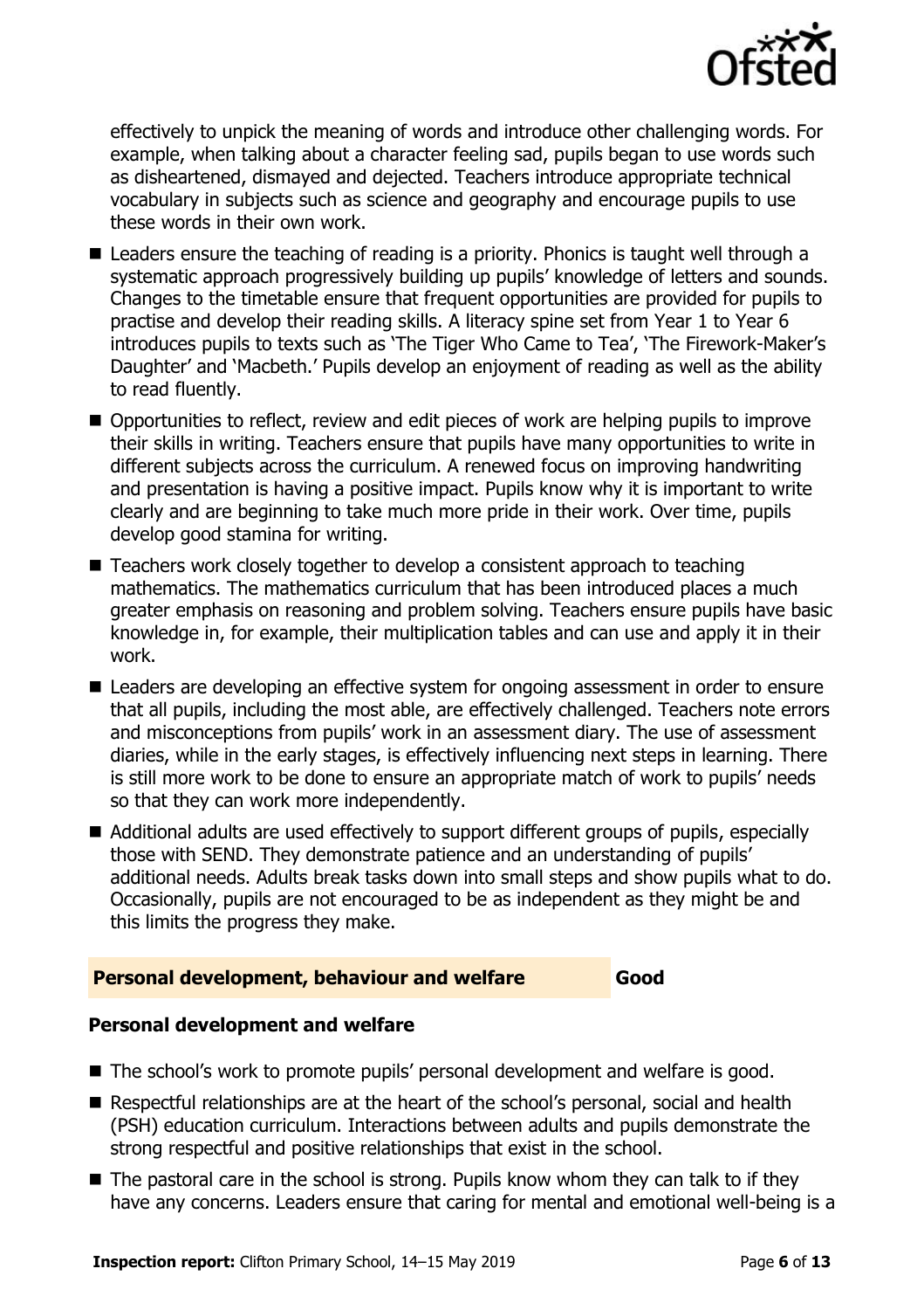effectively to unpick the meaning of words and introduce other challenging words. For example, when talking about a character feeling sad, pupils began to use words such as disheartened, dismayed and dejected. Teachers introduce appropriate technical vocabulary in subjects such as science and geography and encourage pupils to use these words in their own work.

- Leaders ensure the teaching of reading is a priority. Phonics is taught well through a systematic approach progressively building up pupils' knowledge of letters and sounds. Changes to the timetable ensure that frequent opportunities are provided for pupils to practise and develop their reading skills. A literacy spine set from Year 1 to Year 6 introduces pupils to texts such as 'The Tiger Who Came to Tea', 'The Firework-Maker's Daughter' and 'Macbeth.' Pupils develop an enjoyment of reading as well as the ability to read fluently.
- Opportunities to reflect, review and edit pieces of work are helping pupils to improve their skills in writing. Teachers ensure that pupils have many opportunities to write in different subjects across the curriculum. A renewed focus on improving handwriting and presentation is having a positive impact. Pupils know why it is important to write clearly and are beginning to take much more pride in their work. Over time, pupils develop good stamina for writing.
- Teachers work closely together to develop a consistent approach to teaching mathematics. The mathematics curriculum that has been introduced places a much greater emphasis on reasoning and problem solving. Teachers ensure pupils have basic knowledge in, for example, their multiplication tables and can use and apply it in their work.
- Leaders are developing an effective system for ongoing assessment in order to ensure that all pupils, including the most able, are effectively challenged. Teachers note errors and misconceptions from pupils' work in an assessment diary. The use of assessment diaries, while in the early stages, is effectively influencing next steps in learning. There is still more work to be done to ensure an appropriate match of work to pupils' needs so that they can work more independently.
- Additional adults are used effectively to support different groups of pupils, especially those with SEND. They demonstrate patience and an understanding of pupils' additional needs. Adults break tasks down into small steps and show pupils what to do. Occasionally, pupils are not encouraged to be as independent as they might be and this limits the progress they make.

## Personal development, behaviour and welfare — Good

### Personal development and welfare

- The school's work to promote pupils' personal development and welfare is good.
- Respectful relationships are at the heart of the school's personal, social and health (PSH) education curriculum. Interactions between adults and pupils demonstrate the strong respectful and positive relationships that exist in the school.
- The pastoral care in the school is strong. Pupils know whom they can talk to if they have any concerns. Leaders ensure that caring for mental and emotional well-being is a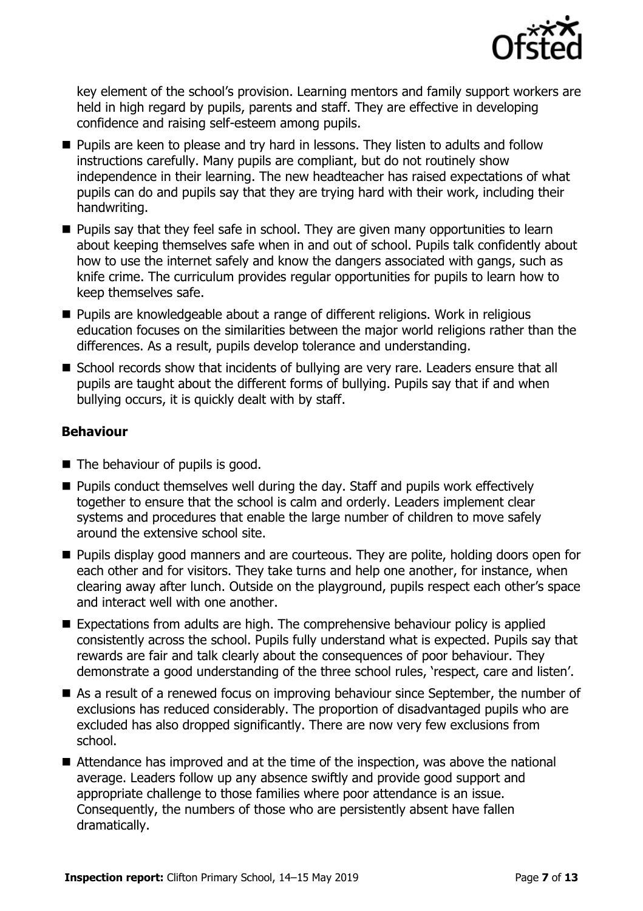key element of the school's provision. Learning mentors and family support workers are held in high regard by pupils, parents and staff. They are effective in developing confidence and raising self-esteem among pupils.

- Pupils are keen to please and try hard in lessons. They listen to adults and follow instructions carefully. Many pupils are compliant, but do not routinely show independence in their learning. The new headteacher has raised expectations of what pupils can do and pupils say that they are trying hard with their work, including their handwriting.
- Pupils say that they feel safe in school. They are given many opportunities to learn about keeping themselves safe when in and out of school. Pupils talk confidently about how to use the internet safely and know the dangers associated with gangs, such as knife crime. The curriculum provides regular opportunities for pupils to learn how to keep themselves safe.
- Pupils are knowledgeable about a range of different religions. Work in religious education focuses on the similarities between the major world religions rather than the differences. As a result, pupils develop tolerance and understanding.
- School records show that incidents of bullying are very rare. Leaders ensure that all pupils are taught about the different forms of bullying. Pupils say that if and when bullying occurs, it is quickly dealt with by staff.

### Behaviour

- The behaviour of pupils is good.
- Pupils conduct themselves well during the day. Staff and pupils work effectively together to ensure that the school is calm and orderly. Leaders implement clear systems and procedures that enable the large number of children to move safely around the extensive school site.
- Pupils display good manners and are courteous. They are polite, holding doors open for each other and for visitors. They take turns and help one another, for instance, when clearing away after lunch. Outside on the playground, pupils respect each other's space and interact well with one another.
- Expectations from adults are high. The comprehensive behaviour policy is applied consistently across the school. Pupils fully understand what is expected. Pupils say that rewards are fair and talk clearly about the consequences of poor behaviour. They demonstrate a good understanding of the three school rules, 'respect, care and listen'.
- As a result of a renewed focus on improving behaviour since September, the number of exclusions has reduced considerably. The proportion of disadvantaged pupils who are excluded has also dropped significantly. There are now very few exclusions from school.
- Attendance has improved and at the time of the inspection, was above the national average. Leaders follow up any absence swiftly and provide good support and appropriate challenge to those families where poor attendance is an issue. Consequently, the numbers of those who are persistently absent have fallen dramatically.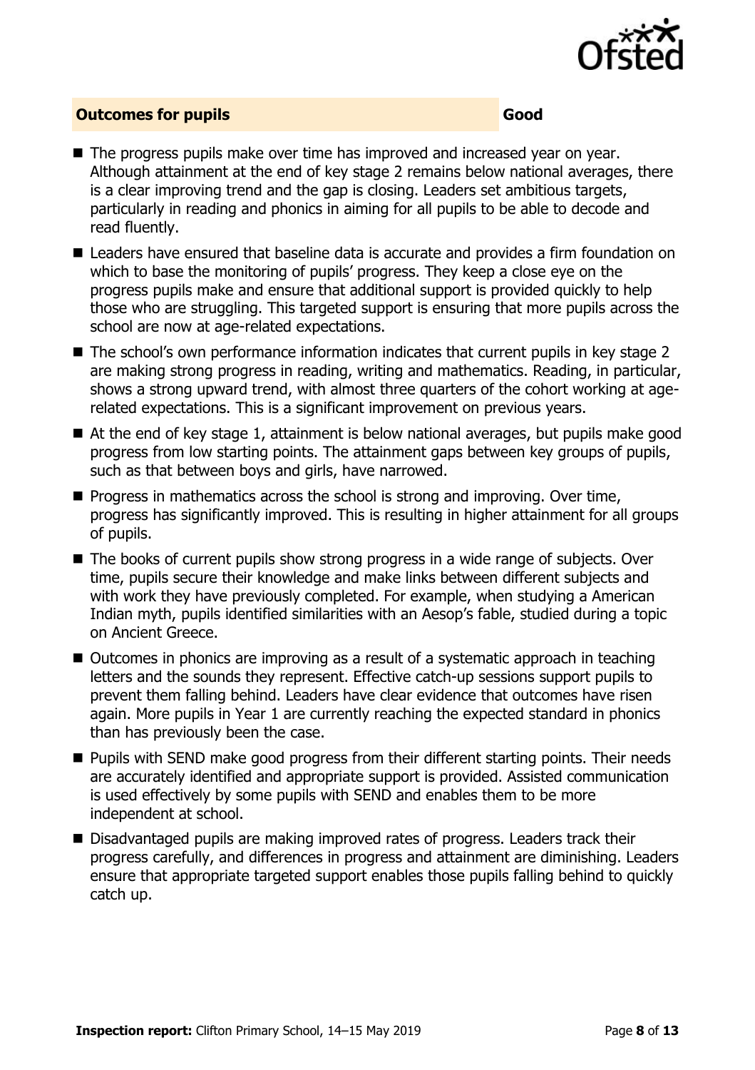## Outcomes for pupils — Good

- The progress pupils make over time has improved and increased year on year. Although attainment at the end of key stage 2 remains below national averages, there is a clear improving trend and the gap is closing. Leaders set ambitious targets, particularly in reading and phonics in aiming for all pupils to be able to decode and read fluently.
- Leaders have ensured that baseline data is accurate and provides a firm foundation on which to base the monitoring of pupils' progress. They keep a close eye on the progress pupils make and ensure that additional support is provided quickly to help those who are struggling. This targeted support is ensuring that more pupils across the school are now at age-related expectations.
- The school's own performance information indicates that current pupils in key stage 2 are making strong progress in reading, writing and mathematics. Reading, in particular, shows a strong upward trend, with almost three quarters of the cohort working at age-related expectations. This is a significant improvement on previous years.
- At the end of key stage 1, attainment is below national averages, but pupils make good progress from low starting points. The attainment gaps between key groups of pupils, such as that between boys and girls, have narrowed.
- Progress in mathematics across the school is strong and improving. Over time, progress has significantly improved. This is resulting in higher attainment for all groups of pupils.
- The books of current pupils show strong progress in a wide range of subjects. Over time, pupils secure their knowledge and make links between different subjects and with work they have previously completed. For example, when studying a American Indian myth, pupils identified similarities with an Aesop's fable, studied during a topic on Ancient Greece.
- Outcomes in phonics are improving as a result of a systematic approach in teaching letters and the sounds they represent. Effective catch-up sessions support pupils to prevent them falling behind. Leaders have clear evidence that outcomes have risen again. More pupils in Year 1 are currently reaching the expected standard in phonics than has previously been the case.
- Pupils with SEND make good progress from their different starting points. Their needs are accurately identified and appropriate support is provided. Assisted communication is used effectively by some pupils with SEND and enables them to be more independent at school.
- Disadvantaged pupils are making improved rates of progress. Leaders track their progress carefully, and differences in progress and attainment are diminishing. Leaders ensure that appropriate targeted support enables those pupils falling behind to quickly catch up.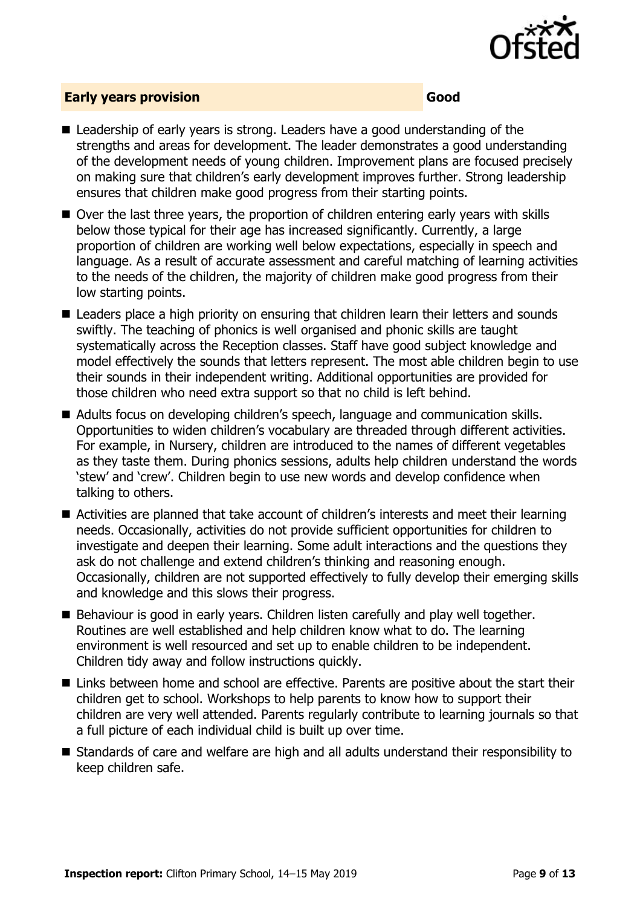## Early years provision — Good

- Leadership of early years is strong. Leaders have a good understanding of the strengths and areas for development. The leader demonstrates a good understanding of the development needs of young children. Improvement plans are focused precisely on making sure that children's early development improves further. Strong leadership ensures that children make good progress from their starting points.
- Over the last three years, the proportion of children entering early years with skills below those typical for their age has increased significantly. Currently, a large proportion of children are working well below expectations, especially in speech and language. As a result of accurate assessment and careful matching of learning activities to the needs of the children, the majority of children make good progress from their low starting points.
- Leaders place a high priority on ensuring that children learn their letters and sounds swiftly. The teaching of phonics is well organised and phonic skills are taught systematically across the Reception classes. Staff have good subject knowledge and model effectively the sounds that letters represent. The most able children begin to use their sounds in their independent writing. Additional opportunities are provided for those children who need extra support so that no child is left behind.
- Adults focus on developing children's speech, language and communication skills. Opportunities to widen children's vocabulary are threaded through different activities. For example, in Nursery, children are introduced to the names of different vegetables as they taste them. During phonics sessions, adults help children understand the words 'stew' and 'crew'. Children begin to use new words and develop confidence when talking to others.
- Activities are planned that take account of children's interests and meet their learning needs. Occasionally, activities do not provide sufficient opportunities for children to investigate and deepen their learning. Some adult interactions and the questions they ask do not challenge and extend children's thinking and reasoning enough. Occasionally, children are not supported effectively to fully develop their emerging skills and knowledge and this slows their progress.
- Behaviour is good in early years. Children listen carefully and play well together. Routines are well established and help children know what to do. The learning environment is well resourced and set up to enable children to be independent. Children tidy away and follow instructions quickly.
- Links between home and school are effective. Parents are positive about the start their children get to school. Workshops to help parents to know how to support their children are very well attended. Parents regularly contribute to learning journals so that a full picture of each individual child is built up over time.
- Standards of care and welfare are high and all adults understand their responsibility to keep children safe.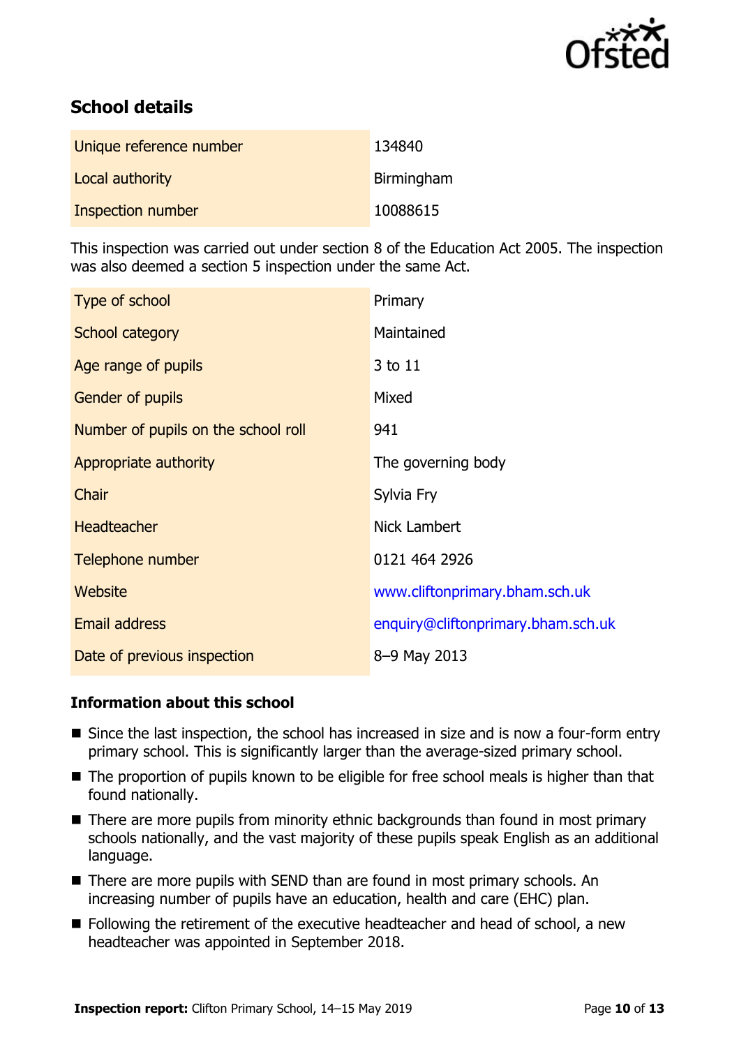## School details

| | |
|---|---|
| Unique reference number | 134840 |
| Local authority | Birmingham |
| Inspection number | 10088615 |

This inspection was carried out under section 8 of the Education Act 2005. The inspection was also deemed a section 5 inspection under the same Act.

| | |
|---|---|
| Type of school | Primary |
| School category | Maintained |
| Age range of pupils | 3 to 11 |
| Gender of pupils | Mixed |
| Number of pupils on the school roll | 941 |
| Appropriate authority | The governing body |
| Chair | Sylvia Fry |
| Headteacher | Nick Lambert |
| Telephone number | 0121 464 2926 |
| Website | www.cliftonprimary.bham.sch.uk |
| Email address | enquiry@cliftonprimary.bham.sch.uk |
| Date of previous inspection | 8–9 May 2013 |

### Information about this school

- Since the last inspection, the school has increased in size and is now a four-form entry primary school. This is significantly larger than the average-sized primary school.
- The proportion of pupils known to be eligible for free school meals is higher than that found nationally.
- There are more pupils from minority ethnic backgrounds than found in most primary schools nationally, and the vast majority of these pupils speak English as an additional language.
- There are more pupils with SEND than are found in most primary schools. An increasing number of pupils have an education, health and care (EHC) plan.
- Following the retirement of the executive headteacher and head of school, a new headteacher was appointed in September 2018.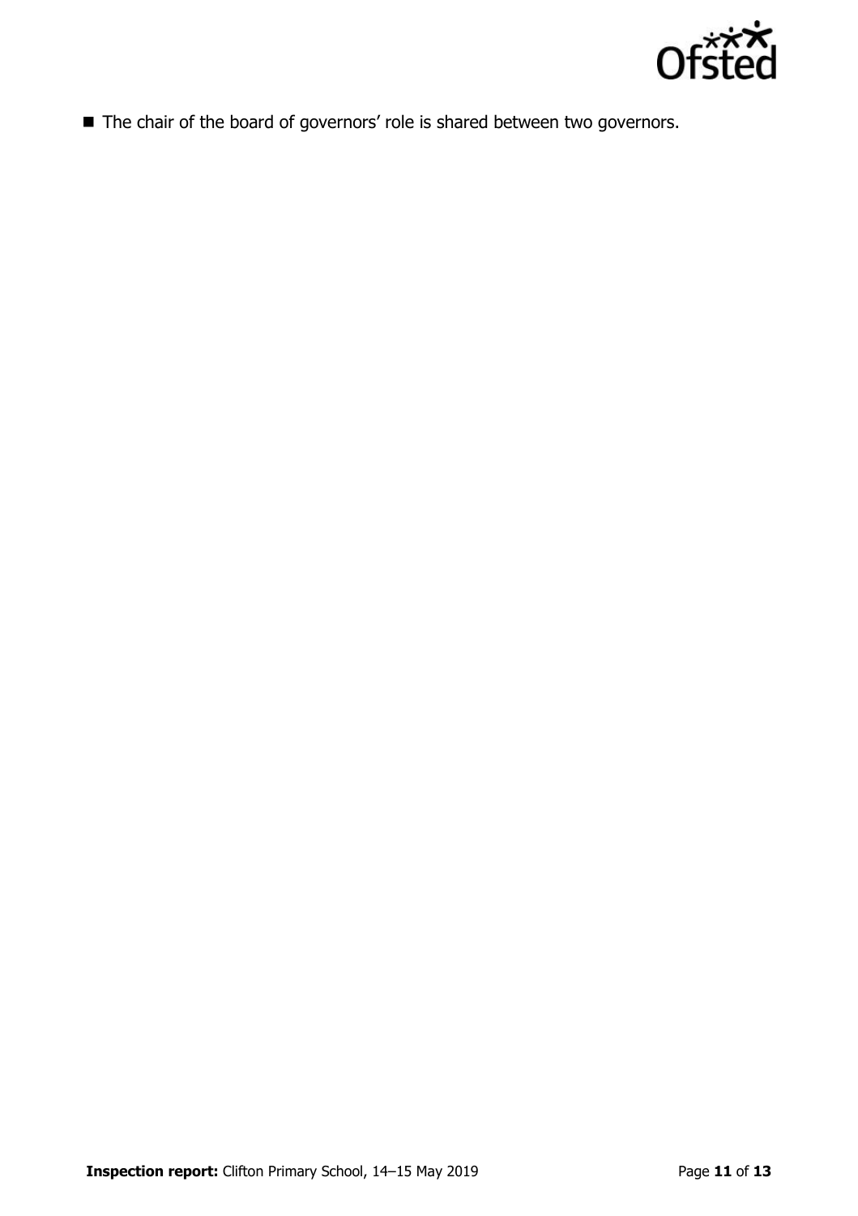- The chair of the board of governors' role is shared between two governors.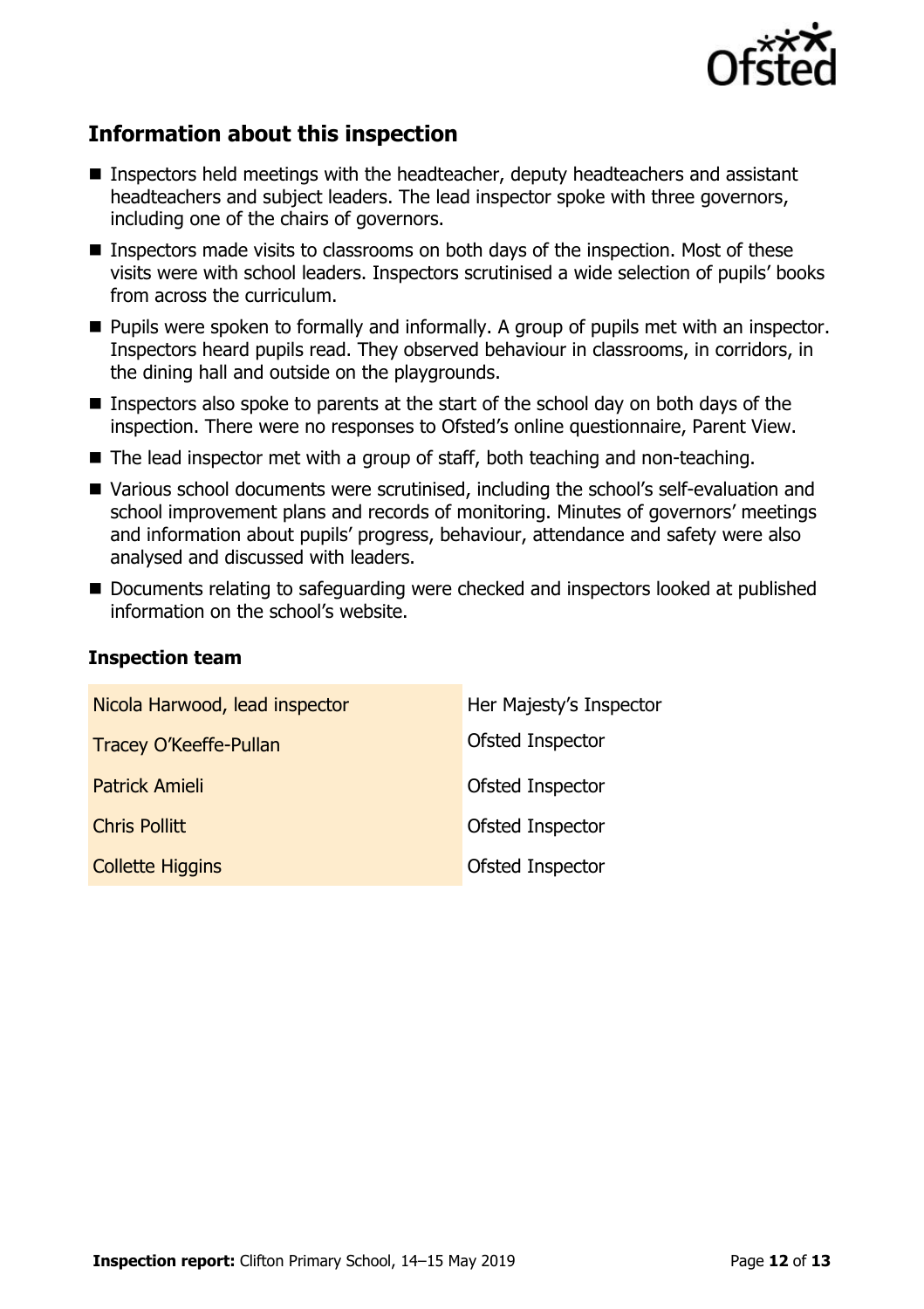## Information about this inspection

- Inspectors held meetings with the headteacher, deputy headteachers and assistant headteachers and subject leaders. The lead inspector spoke with three governors, including one of the chairs of governors.
- Inspectors made visits to classrooms on both days of the inspection. Most of these visits were with school leaders. Inspectors scrutinised a wide selection of pupils' books from across the curriculum.
- Pupils were spoken to formally and informally. A group of pupils met with an inspector. Inspectors heard pupils read. They observed behaviour in classrooms, in corridors, in the dining hall and outside on the playgrounds.
- Inspectors also spoke to parents at the start of the school day on both days of the inspection. There were no responses to Ofsted's online questionnaire, Parent View.
- The lead inspector met with a group of staff, both teaching and non-teaching.
- Various school documents were scrutinised, including the school's self-evaluation and school improvement plans and records of monitoring. Minutes of governors' meetings and information about pupils' progress, behaviour, attendance and safety were also analysed and discussed with leaders.
- Documents relating to safeguarding were checked and inspectors looked at published information on the school's website.

### Inspection team

| | |
|---|---|
| Nicola Harwood, lead inspector | Her Majesty's Inspector |
| Tracey O'Keeffe-Pullan | Ofsted Inspector |
| Patrick Amieli | Ofsted Inspector |
| Chris Pollitt | Ofsted Inspector |
| Collette Higgins | Ofsted Inspector |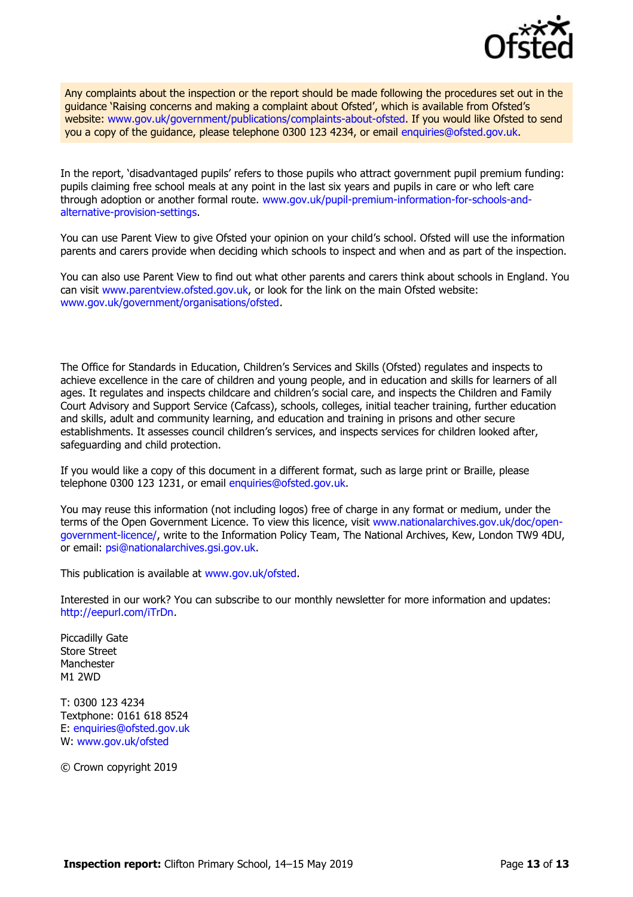Any complaints about the inspection or the report should be made following the procedures set out in the guidance 'Raising concerns and making a complaint about Ofsted', which is available from Ofsted's website: www.gov.uk/government/publications/complaints-about-ofsted. If you would like Ofsted to send you a copy of the guidance, please telephone 0300 123 4234, or email enquiries@ofsted.gov.uk.

In the report, 'disadvantaged pupils' refers to those pupils who attract government pupil premium funding: pupils claiming free school meals at any point in the last six years and pupils in care or who left care through adoption or another formal route. www.gov.uk/pupil-premium-information-for-schools-and-alternative-provision-settings.

You can use Parent View to give Ofsted your opinion on your child's school. Ofsted will use the information parents and carers provide when deciding which schools to inspect and when and as part of the inspection.

You can also use Parent View to find out what other parents and carers think about schools in England. You can visit www.parentview.ofsted.gov.uk, or look for the link on the main Ofsted website: www.gov.uk/government/organisations/ofsted.

The Office for Standards in Education, Children's Services and Skills (Ofsted) regulates and inspects to achieve excellence in the care of children and young people, and in education and skills for learners of all ages. It regulates and inspects childcare and children's social care, and inspects the Children and Family Court Advisory and Support Service (Cafcass), schools, colleges, initial teacher training, further education and skills, adult and community learning, and education and training in prisons and other secure establishments. It assesses council children's services, and inspects services for children looked after, safeguarding and child protection.

If you would like a copy of this document in a different format, such as large print or Braille, please telephone 0300 123 1231, or email enquiries@ofsted.gov.uk.

You may reuse this information (not including logos) free of charge in any format or medium, under the terms of the Open Government Licence. To view this licence, visit www.nationalarchives.gov.uk/doc/open-government-licence/, write to the Information Policy Team, The National Archives, Kew, London TW9 4DU, or email: psi@nationalarchives.gsi.gov.uk.

This publication is available at www.gov.uk/ofsted.

Interested in our work? You can subscribe to our monthly newsletter for more information and updates: http://eepurl.com/iTrDn.

Piccadilly Gate
Store Street
Manchester
M1 2WD

T: 0300 123 4234
Textphone: 0161 618 8524
E: enquiries@ofsted.gov.uk
W: www.gov.uk/ofsted

© Crown copyright 2019